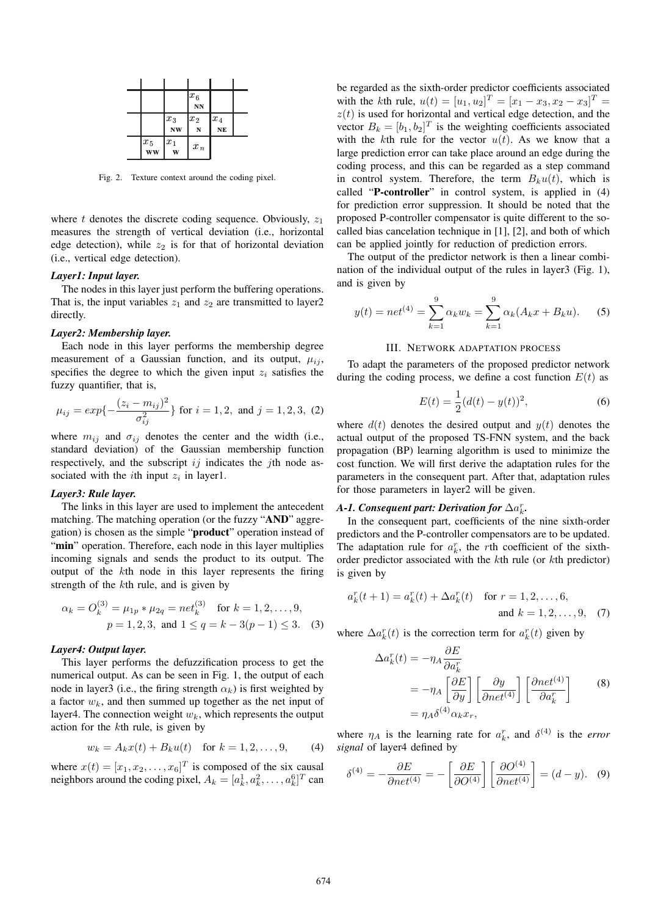| | | $x_6$ NN | | |
|---|---|---|---|---|
| | $x_3$ NW | $x_2$ N | $x_4$ NE | |
| $x_5$ WW | $x_1$ W | $x_n$ | | |

Fig. 2. Texture context around the coding pixel.

where $t$ denotes the discrete coding sequence. Obviously, $z_1$ measures the strength of vertical deviation (i.e., horizontal edge detection), while $z_2$ is for that of horizontal deviation (i.e., vertical edge detection).

***Layer1: Input layer.***

The nodes in this layer just perform the buffering operations. That is, the input variables $z_1$ and $z_2$ are transmitted to layer2 directly.

***Layer2: Membership layer.***

Each node in this layer performs the membership degree measurement of a Gaussian function, and its output, $\mu_{ij}$, specifies the degree to which the given input $z_i$ satisfies the fuzzy quantifier, that is,

$$\mu_{ij} = exp\{-\frac{(z_i - m_{ij})^2}{\sigma_{ij}^2}\} \text{ for } i = 1, 2, \text{ and } j = 1, 2, 3, \quad (2)$$

where $m_{ij}$ and $\sigma_{ij}$ denotes the center and the width (i.e., standard deviation) of the Gaussian membership function respectively, and the subscript $ij$ indicates the $j$th node associated with the $i$th input $z_i$ in layer1.

***Layer3: Rule layer.***

The links in this layer are used to implement the antecedent matching. The matching operation (or the fuzzy "**AND**" aggregation) is chosen as the simple "**product**" operation instead of "**min**" operation. Therefore, each node in this layer multiplies incoming signals and sends the product to its output. The output of the $k$th node in this layer represents the firing strength of the $k$th rule, and is given by

$$\alpha_k = O_k^{(3)} = \mu_{1p} * \mu_{2q} = net_k^{(3)} \quad \text{for } k = 1, 2, \ldots, 9,$$
$$p = 1, 2, 3, \text{ and } 1 \leq q = k - 3(p-1) \leq 3. \quad (3)$$

***Layer4: Output layer.***

This layer performs the defuzzification process to get the numerical output. As can be seen in Fig. 1, the output of each node in layer3 (i.e., the firing strength $\alpha_k$) is first weighted by a factor $w_k$, and then summed up together as the net input of layer4. The connection weight $w_k$, which represents the output action for the $k$th rule, is given by

$$w_k = A_k x(t) + B_k u(t) \quad \text{for } k = 1, 2, \ldots, 9, \quad (4)$$

where $x(t) = [x_1, x_2, \ldots, x_6]^T$ is composed of the six causal neighbors around the coding pixel, $A_k = [a_k^1, a_k^2, \ldots, a_k^6]^T$ can be regarded as the sixth-order predictor coefficients associated with the $k$th rule, $u(t) = [u_1, u_2]^T = [x_1 - x_3, x_2 - x_3]^T = z(t)$ is used for horizontal and vertical edge detection, and the vector $B_k = [b_1, b_2]^T$ is the weighting coefficients associated with the $k$th rule for the vector $u(t)$. As we know that a large prediction error can take place around an edge during the coding process, and this can be regarded as a step command in control system. Therefore, the term $B_k u(t)$, which is called "**P-controller**" in control system, is applied in (4) for prediction error suppression. It should be noted that the proposed P-controller compensator is quite different to the so-called bias cancelation technique in [1], [2], and both of which can be applied jointly for reduction of prediction errors.

The output of the predictor network is then a linear combination of the individual output of the rules in layer3 (Fig. 1), and is given by

$$y(t) = net^{(4)} = \sum_{k=1}^{9} \alpha_k w_k = \sum_{k=1}^{9} \alpha_k (A_k x + B_k u). \quad (5)$$

## III. Network adaptation process

To adapt the parameters of the proposed predictor network during the coding process, we define a cost function $E(t)$ as

$$E(t) = \frac{1}{2}(d(t) - y(t))^2, \quad (6)$$

where $d(t)$ denotes the desired output and $y(t)$ denotes the actual output of the proposed TS-FNN system, and the back propagation (BP) learning algorithm is used to minimize the cost function. We will first derive the adaptation rules for the parameters in the consequent part. After that, adaptation rules for those parameters in layer2 will be given.

### *A-1. Consequent part: Derivation for $\Delta a_k^r$.*

In the consequent part, coefficients of the nine sixth-order predictors and the P-controller compensators are to be updated. The adaptation rule for $a_k^r$, the $r$th coefficient of the sixth-order predictor associated with the $k$th rule (or $k$th predictor) is given by

$$a_k^r(t+1) = a_k^r(t) + \Delta a_k^r(t) \quad \text{for } r = 1, 2, \ldots, 6, \text{ and } k = 1, 2, \ldots, 9, \quad (7)$$

where $\Delta a_k^r(t)$ is the correction term for $a_k^r(t)$ given by

$$\begin{aligned}
\Delta a_k^r(t) &= -\eta_A \frac{\partial E}{\partial a_k^r} \\
&= -\eta_A \left[\frac{\partial E}{\partial y}\right] \left[\frac{\partial y}{\partial net^{(4)}}\right] \left[\frac{\partial net^{(4)}}{\partial a_k^r}\right] \\
&= \eta_A \delta^{(4)} \alpha_k x_r,
\end{aligned} \quad (8)$$

where $\eta_A$ is the learning rate for $a_k^r$, and $\delta^{(4)}$ is the *error signal* of layer4 defined by

$$\delta^{(4)} = -\frac{\partial E}{\partial net^{(4)}} = -\left[\frac{\partial E}{\partial O^{(4)}}\right] \left[\frac{\partial O^{(4)}}{\partial net^{(4)}}\right] = (d - y). \quad (9)$$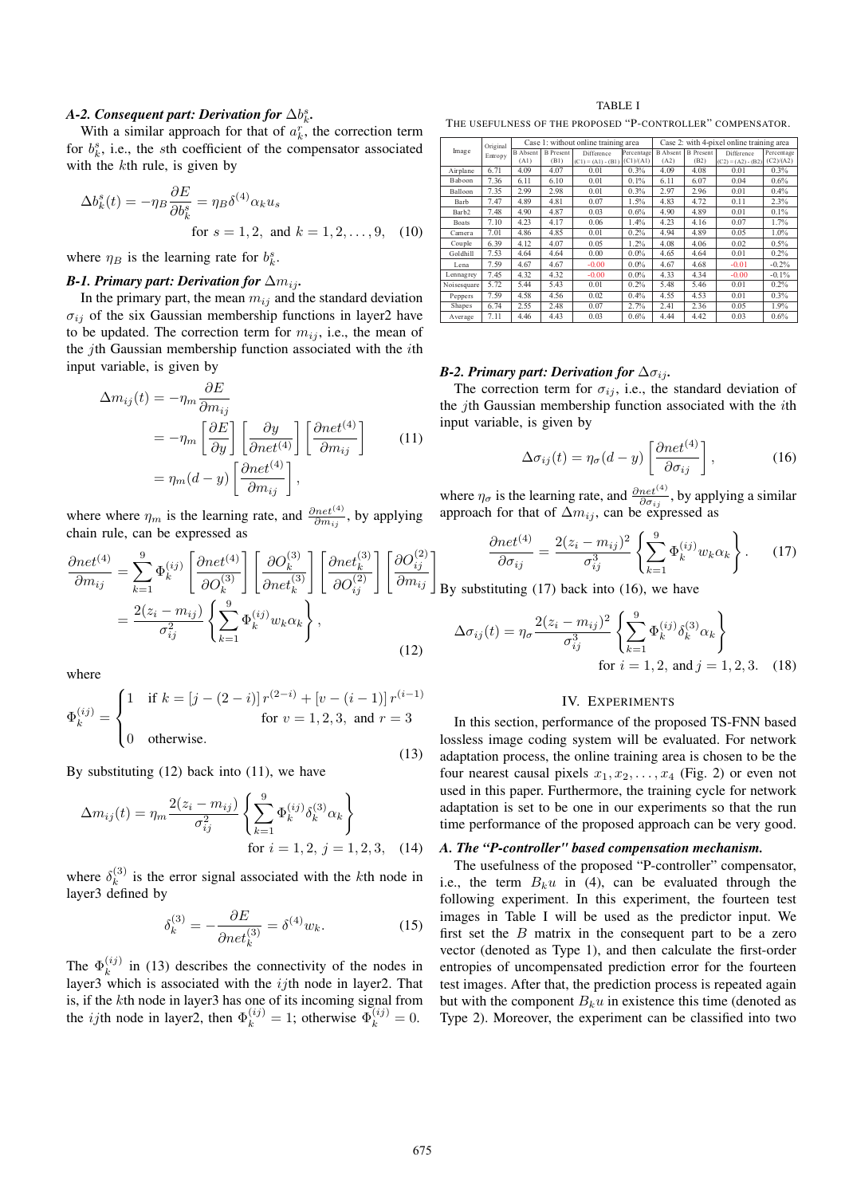### A-2. Consequent part: Derivation for $\Delta b_k^s$.

With a similar approach for that of $a_k^r$, the correction term for $b_k^s$, i.e., the $s$th coefficient of the compensator associated with the $k$th rule, is given by

$$\Delta b_k^s(t) = -\eta_B \frac{\partial E}{\partial b_k^s} = \eta_B \delta^{(4)} \alpha_k u_s \quad \text{for } s = 1, 2, \text{ and } k = 1, 2, \ldots, 9, \tag{10}$$

where $\eta_B$ is the learning rate for $b_k^s$.

### B-1. Primary part: Derivation for $\Delta m_{ij}$.

In the primary part, the mean $m_{ij}$ and the standard deviation $\sigma_{ij}$ of the six Gaussian membership functions in layer2 have to be updated. The correction term for $m_{ij}$, i.e., the mean of the $j$th Gaussian membership function associated with the $i$th input variable, is given by

$$\begin{aligned}\Delta m_{ij}(t) &= -\eta_m \frac{\partial E}{\partial m_{ij}} \\ &= -\eta_m \left[\frac{\partial E}{\partial y}\right]\left[\frac{\partial y}{\partial net^{(4)}}\right]\left[\frac{\partial net^{(4)}}{\partial m_{ij}}\right] \\ &= \eta_m (d - y)\left[\frac{\partial net^{(4)}}{\partial m_{ij}}\right],\end{aligned} \tag{11}$$

where where $\eta_m$ is the learning rate, and $\frac{\partial net^{(4)}}{\partial m_{ij}}$, by applying chain rule, can be expressed as

$$\begin{aligned}\frac{\partial net^{(4)}}{\partial m_{ij}} &= \sum_{k=1}^{9} \Phi_k^{(ij)} \left[\frac{\partial net^{(4)}}{\partial O_k^{(3)}}\right]\left[\frac{\partial O_k^{(3)}}{\partial net_k^{(3)}}\right]\left[\frac{\partial net_k^{(3)}}{\partial O_{ij}^{(2)}}\right]\left[\frac{\partial O_{ij}^{(2)}}{\partial m_{ij}}\right] \\ &= \frac{2(z_i - m_{ij})}{\sigma_{ij}^2}\left\{\sum_{k=1}^{9} \Phi_k^{(ij)} w_k \alpha_k\right\},\end{aligned} \tag{12}$$

where

$$\Phi_k^{(ij)} = \begin{cases} 1 & \text{if } k = [j - (2-i)]\, r^{(2-i)} + [v - (i-1)]\, r^{(i-1)} \\ & \quad \text{for } v = 1, 2, 3, \text{ and } r = 3 \\ 0 & \text{otherwise.} \end{cases} \tag{13}$$

By substituting (12) back into (11), we have

$$\Delta m_{ij}(t) = \eta_m \frac{2(z_i - m_{ij})}{\sigma_{ij}^2}\left\{\sum_{k=1}^{9} \Phi_k^{(ij)} \delta_k^{(3)} \alpha_k\right\} \quad \text{for } i = 1, 2,\ j = 1, 2, 3, \tag{14}$$

where $\delta_k^{(3)}$ is the error signal associated with the $k$th node in layer3 defined by

$$\delta_k^{(3)} = -\frac{\partial E}{\partial net_k^{(3)}} = \delta^{(4)} w_k. \tag{15}$$

The $\Phi_k^{(ij)}$ in (13) describes the connectivity of the nodes in layer3 which is associated with the $ij$th node in layer2. That is, if the $k$th node in layer3 has one of its incoming signal from the $ij$th node in layer2, then $\Phi_k^{(ij)} = 1$; otherwise $\Phi_k^{(ij)} = 0$.

TABLE I

THE USEFULNESS OF THE PROPOSED "P-CONTROLLER" COMPENSATOR.

| Image | Original Entropy | Case 1: without online training area | | | | Case 2: with 4-pixel online training area | | | |
|---|---|---|---|---|---|---|---|---|---|
| | | B Absent (A1) | B Present (B1) | Difference (C1) = (A1) - (B1) | Percentage (C1)/(A1) | B Absent (A2) | B Present (B2) | Difference (C2) = (A2) - (B2) | Percentage (C2)/(A2) |
| Airplane | 6.71 | 4.09 | 4.07 | 0.01 | 0.3% | 4.09 | 4.08 | 0.01 | 0.3% |
| Baboon | 7.36 | 6.11 | 6.10 | 0.01 | 0.1% | 6.11 | 6.07 | 0.04 | 0.6% |
| Balloon | 7.35 | 2.99 | 2.98 | 0.01 | 0.3% | 2.97 | 2.96 | 0.01 | 0.4% |
| Barb | 7.47 | 4.89 | 4.81 | 0.07 | 1.5% | 4.83 | 4.72 | 0.11 | 2.3% |
| Barb2 | 7.48 | 4.90 | 4.87 | 0.03 | 0.6% | 4.90 | 4.89 | 0.01 | 0.1% |
| Boats | 7.10 | 4.23 | 4.17 | 0.06 | 1.4% | 4.23 | 4.16 | 0.07 | 1.7% |
| Camera | 7.01 | 4.86 | 4.85 | 0.01 | 0.2% | 4.94 | 4.89 | 0.05 | 1.0% |
| Couple | 6.39 | 4.12 | 4.07 | 0.05 | 1.2% | 4.08 | 4.06 | 0.02 | 0.5% |
| Goldhill | 7.53 | 4.64 | 4.64 | 0.00 | 0.0% | 4.65 | 4.64 | 0.01 | 0.2% |
| Lena | 7.59 | 4.67 | 4.67 | -0.00 | 0.0% | 4.67 | 4.68 | -0.01 | -0.2% |
| Lennagrey | 7.45 | 4.32 | 4.32 | -0.00 | 0.0% | 4.33 | 4.34 | -0.00 | -0.1% |
| Noisesquare | 5.72 | 5.44 | 5.43 | 0.01 | 0.2% | 5.48 | 5.46 | 0.01 | 0.2% |
| Peppers | 7.59 | 4.58 | 4.56 | 0.02 | 0.4% | 4.55 | 4.53 | 0.01 | 0.3% |
| Shapes | 6.74 | 2.55 | 2.48 | 0.07 | 2.7% | 2.41 | 2.36 | 0.05 | 1.9% |
| Average | 7.11 | 4.46 | 4.43 | 0.03 | 0.6% | 4.44 | 4.42 | 0.03 | 0.6% |

### B-2. Primary part: Derivation for $\Delta \sigma_{ij}$.

The correction term for $\sigma_{ij}$, i.e., the standard deviation of the $j$th Gaussian membership function associated with the $i$th input variable, is given by

$$\Delta \sigma_{ij}(t) = \eta_\sigma (d - y)\left[\frac{\partial net^{(4)}}{\partial \sigma_{ij}}\right], \tag{16}$$

where $\eta_\sigma$ is the learning rate, and $\frac{\partial net^{(4)}}{\partial \sigma_{ij}}$, by applying a similar approach for that of $\Delta m_{ij}$, can be expressed as

$$\frac{\partial net^{(4)}}{\partial \sigma_{ij}} = \frac{2(z_i - m_{ij})^2}{\sigma_{ij}^3}\left\{\sum_{k=1}^{9} \Phi_k^{(ij)} w_k \alpha_k\right\}. \tag{17}$$

By substituting (17) back into (16), we have

$$\Delta \sigma_{ij}(t) = \eta_\sigma \frac{2(z_i - m_{ij})^2}{\sigma_{ij}^3}\left\{\sum_{k=1}^{9} \Phi_k^{(ij)} \delta_k^{(3)} \alpha_k\right\} \quad \text{for } i = 1, 2, \text{ and } j = 1, 2, 3. \tag{18}$$

## IV. EXPERIMENTS

In this section, performance of the proposed TS-FNN based lossless image coding system will be evaluated. For network adaptation process, the online training area is chosen to be the four nearest causal pixels $x_1, x_2, \ldots, x_4$ (Fig. 2) or even not used in this paper. Furthermore, the training cycle for network adaptation is set to be one in our experiments so that the run time performance of the proposed approach can be very good.

### A. The "P-controller" based compensation mechanism.

The usefulness of the proposed "P-controller" compensator, i.e., the term $B_k u$ in (4), can be evaluated through the following experiment. In this experiment, the fourteen test images in Table I will be used as the predictor input. We first set the $B$ matrix in the consequent part to be a zero vector (denoted as Type 1), and then calculate the first-order entropies of uncompensated prediction error for the fourteen test images. After that, the prediction process is repeated again but with the component $B_k u$ in existence this time (denoted as Type 2). Moreover, the experiment can be classified into two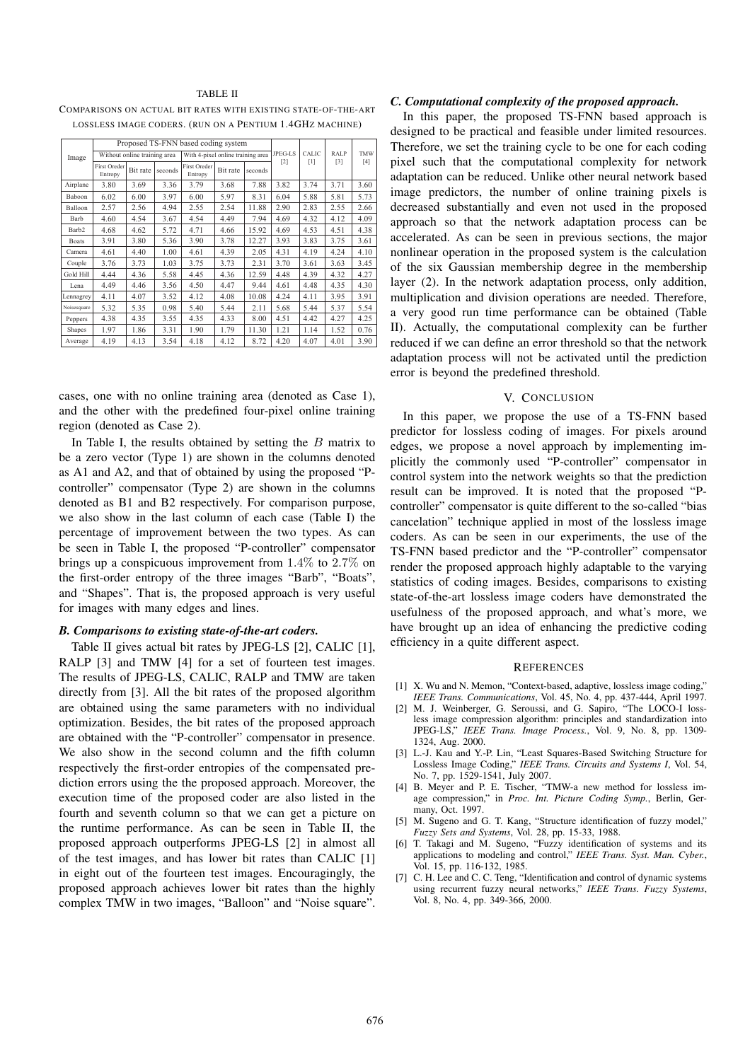TABLE II

COMPARISONS ON ACTUAL BIT RATES WITH EXISTING STATE-OF-THE-ART LOSSLESS IMAGE CODERS. (RUN ON A PENTIUM 1.4GHZ MACHINE)

| Image | Proposed TS-FNN based coding system | | | | | | JPEG-LS [2] | CALIC [1] | RALP [3] | TMW [4] |
|---|---|---|---|---|---|---|---|---|---|---|
| | Without online training area | | | With 4-pixel online training area | | | | | | |
| | First Order Entropy | Bit rate | seconds | First Order Entropy | Bit rate | seconds | | | | |
| Airplane | 3.80 | 3.69 | 3.36 | 3.79 | 3.68 | 7.88 | 3.82 | 3.74 | 3.71 | 3.60 |
| Baboon | 6.02 | 6.00 | 3.97 | 6.00 | 5.97 | 8.31 | 6.04 | 5.88 | 5.81 | 5.73 |
| Balloon | 2.57 | 2.56 | 4.94 | 2.55 | 2.54 | 11.88 | 2.90 | 2.83 | 2.55 | 2.66 |
| Barb | 4.60 | 4.54 | 3.67 | 4.54 | 4.49 | 7.94 | 4.69 | 4.32 | 4.12 | 4.09 |
| Barb2 | 4.68 | 4.62 | 5.72 | 4.71 | 4.66 | 15.92 | 4.69 | 4.53 | 4.51 | 4.38 |
| Boats | 3.91 | 3.80 | 5.36 | 3.90 | 3.78 | 12.27 | 3.93 | 3.83 | 3.75 | 3.61 |
| Camera | 4.61 | 4.40 | 1.00 | 4.61 | 4.39 | 2.05 | 4.31 | 4.19 | 4.24 | 4.10 |
| Couple | 3.76 | 3.73 | 1.03 | 3.75 | 3.73 | 2.31 | 3.70 | 3.61 | 3.63 | 3.45 |
| Gold Hill | 4.44 | 4.36 | 5.58 | 4.45 | 4.36 | 12.59 | 4.48 | 4.39 | 4.32 | 4.27 |
| Lena | 4.49 | 4.46 | 3.56 | 4.50 | 4.47 | 9.44 | 4.61 | 4.48 | 4.35 | 4.30 |
| Lennagrey | 4.11 | 4.07 | 3.52 | 4.12 | 4.08 | 10.08 | 4.24 | 4.11 | 3.95 | 3.91 |
| Noisesquare | 5.32 | 5.35 | 0.98 | 5.40 | 5.44 | 2.11 | 5.68 | 5.44 | 5.37 | 5.54 |
| Peppers | 4.38 | 4.35 | 3.55 | 4.35 | 4.33 | 8.00 | 4.51 | 4.42 | 4.27 | 4.25 |
| Shapes | 1.97 | 1.86 | 3.31 | 1.90 | 1.79 | 11.30 | 1.21 | 1.14 | 1.52 | 0.76 |
| Average | 4.19 | 4.13 | 3.54 | 4.18 | 4.12 | 8.72 | 4.20 | 4.07 | 4.01 | 3.90 |

cases, one with no online training area (denoted as Case 1), and the other with the predefined four-pixel online training region (denoted as Case 2).

In Table I, the results obtained by setting the $B$ matrix to be a zero vector (Type 1) are shown in the columns denoted as A1 and A2, and that of obtained by using the proposed "P-controller" compensator (Type 2) are shown in the columns denoted as B1 and B2 respectively. For comparison purpose, we also show in the last column of each case (Table I) the percentage of improvement between the two types. As can be seen in Table I, the proposed "P-controller" compensator brings up a conspicuous improvement from $1.4\%$ to $2.7\%$ on the first-order entropy of the three images "Barb", "Boats", and "Shapes". That is, the proposed approach is very useful for images with many edges and lines.

### *B. Comparisons to existing state-of-the-art coders.*

Table II gives actual bit rates by JPEG-LS [2], CALIC [1], RALP [3] and TMW [4] for a set of fourteen test images. The results of JPEG-LS, CALIC, RALP and TMW are taken directly from [3]. All the bit rates of the proposed algorithm are obtained using the same parameters with no individual optimization. Besides, the bit rates of the proposed approach are obtained with the "P-controller" compensator in presence. We also show in the second column and the fifth column respectively the first-order entropies of the compensated prediction errors using the the proposed approach. Moreover, the execution time of the proposed coder are also listed in the fourth and seventh column so that we can get a picture on the runtime performance. As can be seen in Table II, the proposed approach outperforms JPEG-LS [2] in almost all of the test images, and has lower bit rates than CALIC [1] in eight out of the fourteen test images. Encouragingly, the proposed approach achieves lower bit rates than the highly complex TMW in two images, "Balloon" and "Noise square".

### *C. Computational complexity of the proposed approach.*

In this paper, the proposed TS-FNN based approach is designed to be practical and feasible under limited resources. Therefore, we set the training cycle to be one for each coding pixel such that the computational complexity for network adaptation can be reduced. Unlike other neural network based image predictors, the number of online training pixels is decreased substantially and even not used in the proposed approach so that the network adaptation process can be accelerated. As can be seen in previous sections, the major nonlinear operation in the proposed system is the calculation of the six Gaussian membership degree in the membership layer (2). In the network adaptation process, only addition, multiplication and division operations are needed. Therefore, a very good run time performance can be obtained (Table II). Actually, the computational complexity can be further reduced if we can define an error threshold so that the network adaptation process will not be activated until the prediction error is beyond the predefined threshold.

## V. CONCLUSION

In this paper, we propose the use of a TS-FNN based predictor for lossless coding of images. For pixels around edges, we propose a novel approach by implementing implicitly the commonly used "P-controller" compensator in control system into the network weights so that the prediction result can be improved. It is noted that the proposed "P-controller" compensator is quite different to the so-called "bias cancelation" technique applied in most of the lossless image coders. As can be seen in our experiments, the use of the TS-FNN based predictor and the "P-controller" compensator render the proposed approach highly adaptable to the varying statistics of coding images. Besides, comparisons to existing state-of-the-art lossless image coders have demonstrated the usefulness of the proposed approach, and what's more, we have brought up an idea of enhancing the predictive coding efficiency in a quite different aspect.

## REFERENCES

[1] X. Wu and N. Memon, "Context-based, adaptive, lossless image coding," *IEEE Trans. Communications*, Vol. 45, No. 4, pp. 437-444, April 1997.

[2] M. J. Weinberger, G. Seroussi, and G. Sapiro, "The LOCO-I lossless image compression algorithm: principles and standardization into JPEG-LS," *IEEE Trans. Image Process.*, Vol. 9, No. 8, pp. 1309-1324, Aug. 2000.

[3] L.-J. Kau and Y.-P. Lin, "Least Squares-Based Switching Structure for Lossless Image Coding," *IEEE Trans. Circuits and Systems I*, Vol. 54, No. 7, pp. 1529-1541, July 2007.

[4] B. Meyer and P. E. Tischer, "TMW-a new method for lossless image compression," in *Proc. Int. Picture Coding Symp.*, Berlin, Germany, Oct. 1997.

[5] M. Sugeno and G. T. Kang, "Structure identification of fuzzy model," *Fuzzy Sets and Systems*, Vol. 28, pp. 15-33, 1988.

[6] T. Takagi and M. Sugeno, "Fuzzy identification of systems and its applications to modeling and control," *IEEE Trans. Syst. Man. Cyber.*, Vol. 15, pp. 116-132, 1985.

[7] C. H. Lee and C. C. Teng, "Identification and control of dynamic systems using recurrent fuzzy neural networks," *IEEE Trans. Fuzzy Systems*, Vol. 8, No. 4, pp. 349-366, 2000.